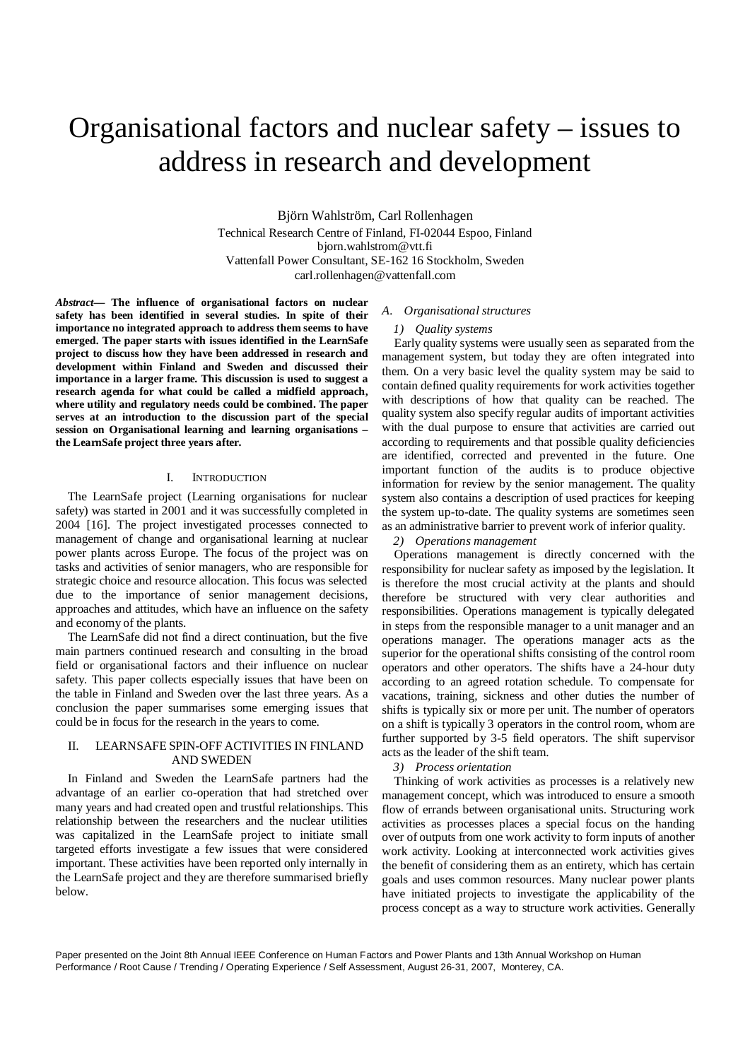# Organisational factors and nuclear safety – issues to address in research and development

Björn Wahlström, Carl Rollenhagen

Technical Research Centre of Finland, FI-02044 Espoo, Finland
bjorn.wahlstrom@vtt.fi
Vattenfall Power Consultant, SE-162 16 Stockholm, Sweden
carl.rollenhagen@vattenfall.com

***Abstract*— The influence of organisational factors on nuclear safety has been identified in several studies. In spite of their importance no integrated approach to address them seems to have emerged. The paper starts with issues identified in the LearnSafe project to discuss how they have been addressed in research and development within Finland and Sweden and discussed their importance in a larger frame. This discussion is used to suggest a research agenda for what could be called a midfield approach, where utility and regulatory needs could be combined. The paper serves at an introduction to the discussion part of the special session on Organisational learning and learning organisations – the LearnSafe project three years after.**

## I. Introduction

The LearnSafe project (Learning organisations for nuclear safety) was started in 2001 and it was successfully completed in 2004 [16]. The project investigated processes connected to management of change and organisational learning at nuclear power plants across Europe. The focus of the project was on tasks and activities of senior managers, who are responsible for strategic choice and resource allocation. This focus was selected due to the importance of senior management decisions, approaches and attitudes, which have an influence on the safety and economy of the plants.

The LearnSafe did not find a direct continuation, but the five main partners continued research and consulting in the broad field or organisational factors and their influence on nuclear safety. This paper collects especially issues that have been on the table in Finland and Sweden over the last three years. As a conclusion the paper summarises some emerging issues that could be in focus for the research in the years to come.

## II. LearnSafe spin-off activities in Finland and Sweden

In Finland and Sweden the LearnSafe partners had the advantage of an earlier co-operation that had stretched over many years and had created open and trustful relationships. This relationship between the researchers and the nuclear utilities was capitalized in the LearnSafe project to initiate small targeted efforts investigate a few issues that were considered important. These activities have been reported only internally in the LearnSafe project and they are therefore summarised briefly below.

### *A. Organisational structures*

#### *1) Quality systems*

Early quality systems were usually seen as separated from the management system, but today they are often integrated into them. On a very basic level the quality system may be said to contain defined quality requirements for work activities together with descriptions of how that quality can be reached. The quality system also specify regular audits of important activities with the dual purpose to ensure that activities are carried out according to requirements and that possible quality deficiencies are identified, corrected and prevented in the future. One important function of the audits is to produce objective information for review by the senior management. The quality system also contains a description of used practices for keeping the system up-to-date. The quality systems are sometimes seen as an administrative barrier to prevent work of inferior quality.

#### *2) Operations management*

Operations management is directly concerned with the responsibility for nuclear safety as imposed by the legislation. It is therefore the most crucial activity at the plants and should therefore be structured with very clear authorities and responsibilities. Operations management is typically delegated in steps from the responsible manager to a unit manager and an operations manager. The operations manager acts as the superior for the operational shifts consisting of the control room operators and other operators. The shifts have a 24-hour duty according to an agreed rotation schedule. To compensate for vacations, training, sickness and other duties the number of shifts is typically six or more per unit. The number of operators on a shift is typically 3 operators in the control room, whom are further supported by 3-5 field operators. The shift supervisor acts as the leader of the shift team.

#### *3) Process orientation*

Thinking of work activities as processes is a relatively new management concept, which was introduced to ensure a smooth flow of errands between organisational units. Structuring work activities as processes places a special focus on the handing over of outputs from one work activity to form inputs of another work activity. Looking at interconnected work activities gives the benefit of considering them as an entirety, which has certain goals and uses common resources. Many nuclear power plants have initiated projects to investigate the applicability of the process concept as a way to structure work activities. Generally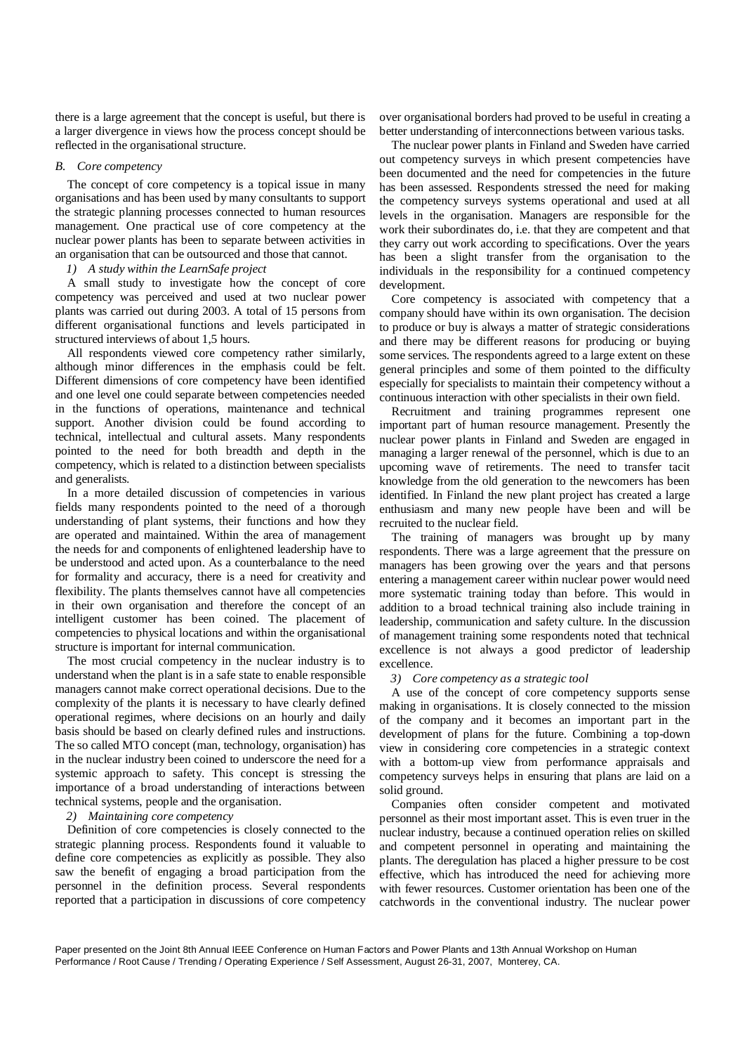there is a large agreement that the concept is useful, but there is a larger divergence in views how the process concept should be reflected in the organisational structure.

### *B. Core competency*

The concept of core competency is a topical issue in many organisations and has been used by many consultants to support the strategic planning processes connected to human resources management. One practical use of core competency at the nuclear power plants has been to separate between activities in an organisation that can be outsourced and those that cannot.

#### *1) A study within the LearnSafe project*

A small study to investigate how the concept of core competency was perceived and used at two nuclear power plants was carried out during 2003. A total of 15 persons from different organisational functions and levels participated in structured interviews of about 1,5 hours.

All respondents viewed core competency rather similarly, although minor differences in the emphasis could be felt. Different dimensions of core competency have been identified and one level one could separate between competencies needed in the functions of operations, maintenance and technical support. Another division could be found according to technical, intellectual and cultural assets. Many respondents pointed to the need for both breadth and depth in the competency, which is related to a distinction between specialists and generalists.

In a more detailed discussion of competencies in various fields many respondents pointed to the need of a thorough understanding of plant systems, their functions and how they are operated and maintained. Within the area of management the needs for and components of enlightened leadership have to be understood and acted upon. As a counterbalance to the need for formality and accuracy, there is a need for creativity and flexibility. The plants themselves cannot have all competencies in their own organisation and therefore the concept of an intelligent customer has been coined. The placement of competencies to physical locations and within the organisational structure is important for internal communication.

The most crucial competency in the nuclear industry is to understand when the plant is in a safe state to enable responsible managers cannot make correct operational decisions. Due to the complexity of the plants it is necessary to have clearly defined operational regimes, where decisions on an hourly and daily basis should be based on clearly defined rules and instructions. The so called MTO concept (man, technology, organisation) has in the nuclear industry been coined to underscore the need for a systemic approach to safety. This concept is stressing the importance of a broad understanding of interactions between technical systems, people and the organisation.

#### *2) Maintaining core competency*

Definition of core competencies is closely connected to the strategic planning process. Respondents found it valuable to define core competencies as explicitly as possible. They also saw the benefit of engaging a broad participation from the personnel in the definition process. Several respondents reported that a participation in discussions of core competency over organisational borders had proved to be useful in creating a better understanding of interconnections between various tasks.

The nuclear power plants in Finland and Sweden have carried out competency surveys in which present competencies have been documented and the need for competencies in the future has been assessed. Respondents stressed the need for making the competency surveys systems operational and used at all levels in the organisation. Managers are responsible for the work their subordinates do, i.e. that they are competent and that they carry out work according to specifications. Over the years has been a slight transfer from the organisation to the individuals in the responsibility for a continued competency development.

Core competency is associated with competency that a company should have within its own organisation. The decision to produce or buy is always a matter of strategic considerations and there may be different reasons for producing or buying some services. The respondents agreed to a large extent on these general principles and some of them pointed to the difficulty especially for specialists to maintain their competency without a continuous interaction with other specialists in their own field.

Recruitment and training programmes represent one important part of human resource management. Presently the nuclear power plants in Finland and Sweden are engaged in managing a larger renewal of the personnel, which is due to an upcoming wave of retirements. The need to transfer tacit knowledge from the old generation to the newcomers has been identified. In Finland the new plant project has created a large enthusiasm and many new people have been and will be recruited to the nuclear field.

The training of managers was brought up by many respondents. There was a large agreement that the pressure on managers has been growing over the years and that persons entering a management career within nuclear power would need more systematic training today than before. This would in addition to a broad technical training also include training in leadership, communication and safety culture. In the discussion of management training some respondents noted that technical excellence is not always a good predictor of leadership excellence.

#### *3) Core competency as a strategic tool*

A use of the concept of core competency supports sense making in organisations. It is closely connected to the mission of the company and it becomes an important part in the development of plans for the future. Combining a top-down view in considering core competencies in a strategic context with a bottom-up view from performance appraisals and competency surveys helps in ensuring that plans are laid on a solid ground.

Companies often consider competent and motivated personnel as their most important asset. This is even truer in the nuclear industry, because a continued operation relies on skilled and competent personnel in operating and maintaining the plants. The deregulation has placed a higher pressure to be cost effective, which has introduced the need for achieving more with fewer resources. Customer orientation has been one of the catchwords in the conventional industry. The nuclear power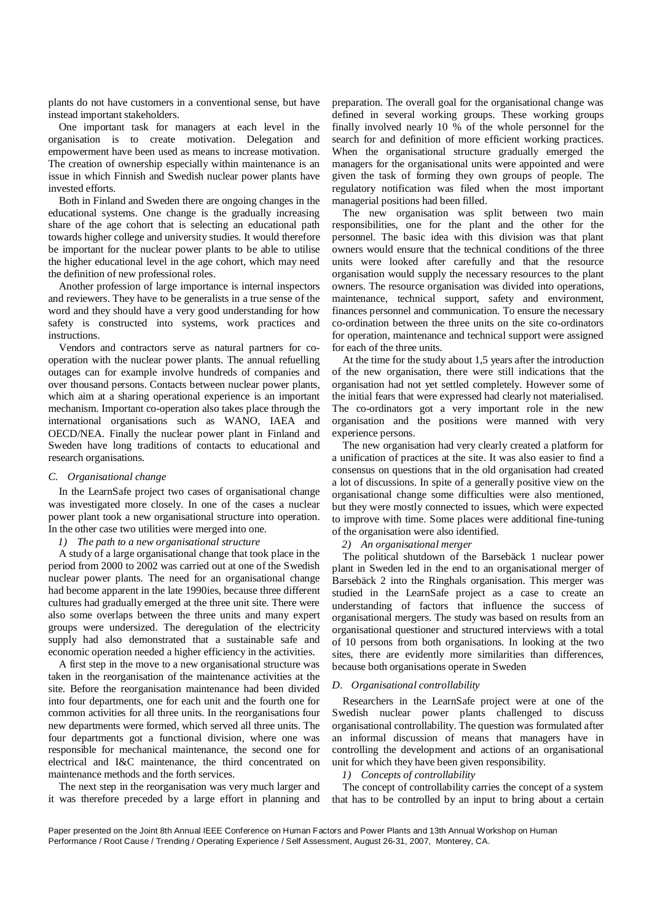plants do not have customers in a conventional sense, but have instead important stakeholders.

One important task for managers at each level in the organisation is to create motivation. Delegation and empowerment have been used as means to increase motivation. The creation of ownership especially within maintenance is an issue in which Finnish and Swedish nuclear power plants have invested efforts.

Both in Finland and Sweden there are ongoing changes in the educational systems. One change is the gradually increasing share of the age cohort that is selecting an educational path towards higher college and university studies. It would therefore be important for the nuclear power plants to be able to utilise the higher educational level in the age cohort, which may need the definition of new professional roles.

Another profession of large importance is internal inspectors and reviewers. They have to be generalists in a true sense of the word and they should have a very good understanding for how safety is constructed into systems, work practices and instructions.

Vendors and contractors serve as natural partners for co-operation with the nuclear power plants. The annual refuelling outages can for example involve hundreds of companies and over thousand persons. Contacts between nuclear power plants, which aim at a sharing operational experience is an important mechanism. Important co-operation also takes place through the international organisations such as WANO, IAEA and OECD/NEA. Finally the nuclear power plant in Finland and Sweden have long traditions of contacts to educational and research organisations.

### *C. Organisational change*

In the LearnSafe project two cases of organisational change was investigated more closely. In one of the cases a nuclear power plant took a new organisational structure into operation. In the other case two utilities were merged into one.

#### *1) The path to a new organisational structure*

A study of a large organisational change that took place in the period from 2000 to 2002 was carried out at one of the Swedish nuclear power plants. The need for an organisational change had become apparent in the late 1990ies, because three different cultures had gradually emerged at the three unit site. There were also some overlaps between the three units and many expert groups were undersized. The deregulation of the electricity supply had also demonstrated that a sustainable safe and economic operation needed a higher efficiency in the activities.

A first step in the move to a new organisational structure was taken in the reorganisation of the maintenance activities at the site. Before the reorganisation maintenance had been divided into four departments, one for each unit and the fourth one for common activities for all three units. In the reorganisations four new departments were formed, which served all three units. The four departments got a functional division, where one was responsible for mechanical maintenance, the second one for electrical and I&C maintenance, the third concentrated on maintenance methods and the forth services.

The next step in the reorganisation was very much larger and it was therefore preceded by a large effort in planning and preparation. The overall goal for the organisational change was defined in several working groups. These working groups finally involved nearly 10 % of the whole personnel for the search for and definition of more efficient working practices. When the organisational structure gradually emerged the managers for the organisational units were appointed and were given the task of forming they own groups of people. The regulatory notification was filed when the most important managerial positions had been filled.

The new organisation was split between two main responsibilities, one for the plant and the other for the personnel. The basic idea with this division was that plant owners would ensure that the technical conditions of the three units were looked after carefully and that the resource organisation would supply the necessary resources to the plant owners. The resource organisation was divided into operations, maintenance, technical support, safety and environment, finances personnel and communication. To ensure the necessary co-ordination between the three units on the site co-ordinators for operation, maintenance and technical support were assigned for each of the three units.

At the time for the study about 1,5 years after the introduction of the new organisation, there were still indications that the organisation had not yet settled completely. However some of the initial fears that were expressed had clearly not materialised. The co-ordinators got a very important role in the new organisation and the positions were manned with very experience persons.

The new organisation had very clearly created a platform for a unification of practices at the site. It was also easier to find a consensus on questions that in the old organisation had created a lot of discussions. In spite of a generally positive view on the organisational change some difficulties were also mentioned, but they were mostly connected to issues, which were expected to improve with time. Some places were additional fine-tuning of the organisation were also identified.

#### *2) An organisational merger*

The political shutdown of the Barsebäck 1 nuclear power plant in Sweden led in the end to an organisational merger of Barsebäck 2 into the Ringhals organisation. This merger was studied in the LearnSafe project as a case to create an understanding of factors that influence the success of organisational mergers. The study was based on results from an organisational questioner and structured interviews with a total of 10 persons from both organisations. In looking at the two sites, there are evidently more similarities than differences, because both organisations operate in Sweden

### *D. Organisational controllability*

Researchers in the LearnSafe project were at one of the Swedish nuclear power plants challenged to discuss organisational controllability. The question was formulated after an informal discussion of means that managers have in controlling the development and actions of an organisational unit for which they have been given responsibility.

#### *1) Concepts of controllability*

The concept of controllability carries the concept of a system that has to be controlled by an input to bring about a certain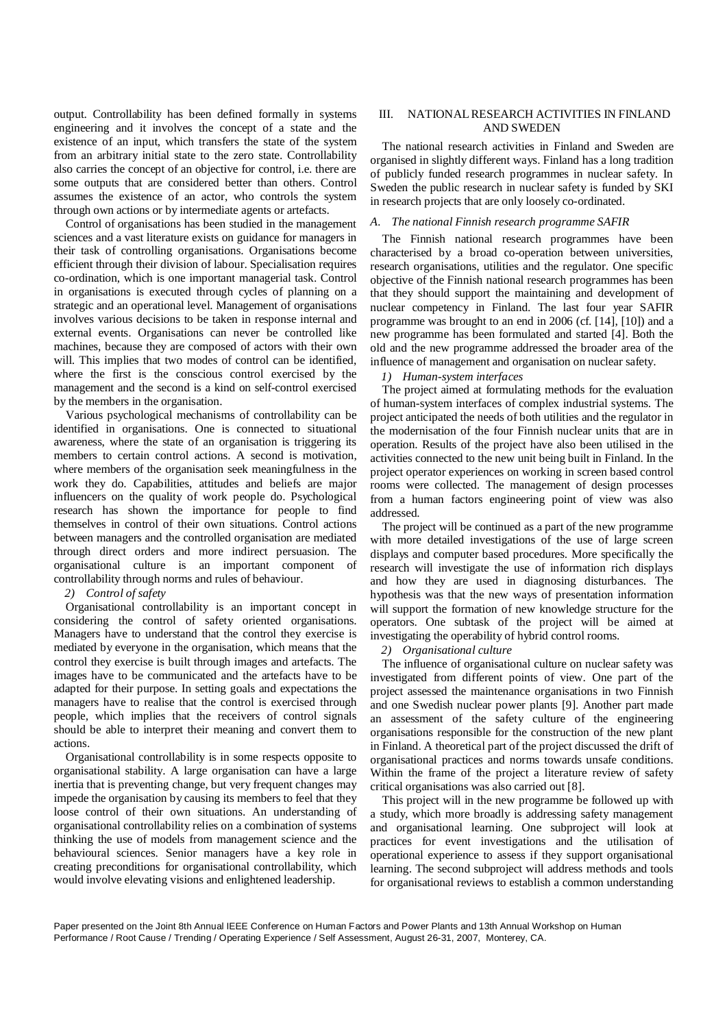output. Controllability has been defined formally in systems engineering and it involves the concept of a state and the existence of an input, which transfers the state of the system from an arbitrary initial state to the zero state. Controllability also carries the concept of an objective for control, i.e. there are some outputs that are considered better than others. Control assumes the existence of an actor, who controls the system through own actions or by intermediate agents or artefacts.

Control of organisations has been studied in the management sciences and a vast literature exists on guidance for managers in their task of controlling organisations. Organisations become efficient through their division of labour. Specialisation requires co-ordination, which is one important managerial task. Control in organisations is executed through cycles of planning on a strategic and an operational level. Management of organisations involves various decisions to be taken in response internal and external events. Organisations can never be controlled like machines, because they are composed of actors with their own will. This implies that two modes of control can be identified, where the first is the conscious control exercised by the management and the second is a kind on self-control exercised by the members in the organisation.

Various psychological mechanisms of controllability can be identified in organisations. One is connected to situational awareness, where the state of an organisation is triggering its members to certain control actions. A second is motivation, where members of the organisation seek meaningfulness in the work they do. Capabilities, attitudes and beliefs are major influencers on the quality of work people do. Psychological research has shown the importance for people to find themselves in control of their own situations. Control actions between managers and the controlled organisation are mediated through direct orders and more indirect persuasion. The organisational culture is an important component of controllability through norms and rules of behaviour.

*2) Control of safety*

Organisational controllability is an important concept in considering the control of safety oriented organisations. Managers have to understand that the control they exercise is mediated by everyone in the organisation, which means that the control they exercise is built through images and artefacts. The images have to be communicated and the artefacts have to be adapted for their purpose. In setting goals and expectations the managers have to realise that the control is exercised through people, which implies that the receivers of control signals should be able to interpret their meaning and convert them to actions.

Organisational controllability is in some respects opposite to organisational stability. A large organisation can have a large inertia that is preventing change, but very frequent changes may impede the organisation by causing its members to feel that they loose control of their own situations. An understanding of organisational controllability relies on a combination of systems thinking the use of models from management science and the behavioural sciences. Senior managers have a key role in creating preconditions for organisational controllability, which would involve elevating visions and enlightened leadership.

## III. NATIONAL RESEARCH ACTIVITIES IN FINLAND AND SWEDEN

The national research activities in Finland and Sweden are organised in slightly different ways. Finland has a long tradition of publicly funded research programmes in nuclear safety. In Sweden the public research in nuclear safety is funded by SKI in research projects that are only loosely co-ordinated.

### *A. The national Finnish research programme SAFIR*

The Finnish national research programmes have been characterised by a broad co-operation between universities, research organisations, utilities and the regulator. One specific objective of the Finnish national research programmes has been that they should support the maintaining and development of nuclear competency in Finland. The last four year SAFIR programme was brought to an end in 2006 (cf. [14], [10]) and a new programme has been formulated and started [4]. Both the old and the new programme addressed the broader area of the influence of management and organisation on nuclear safety.

*1) Human-system interfaces*

The project aimed at formulating methods for the evaluation of human-system interfaces of complex industrial systems. The project anticipated the needs of both utilities and the regulator in the modernisation of the four Finnish nuclear units that are in operation. Results of the project have also been utilised in the activities connected to the new unit being built in Finland. In the project operator experiences on working in screen based control rooms were collected. The management of design processes from a human factors engineering point of view was also addressed.

The project will be continued as a part of the new programme with more detailed investigations of the use of large screen displays and computer based procedures. More specifically the research will investigate the use of information rich displays and how they are used in diagnosing disturbances. The hypothesis was that the new ways of presentation information will support the formation of new knowledge structure for the operators. One subtask of the project will be aimed at investigating the operability of hybrid control rooms.

*2) Organisational culture*

The influence of organisational culture on nuclear safety was investigated from different points of view. One part of the project assessed the maintenance organisations in two Finnish and one Swedish nuclear power plants [9]. Another part made an assessment of the safety culture of the engineering organisations responsible for the construction of the new plant in Finland. A theoretical part of the project discussed the drift of organisational practices and norms towards unsafe conditions. Within the frame of the project a literature review of safety critical organisations was also carried out [8].

This project will in the new programme be followed up with a study, which more broadly is addressing safety management and organisational learning. One subproject will look at practices for event investigations and the utilisation of operational experience to assess if they support organisational learning. The second subproject will address methods and tools for organisational reviews to establish a common understanding

Paper presented on the Joint 8th Annual IEEE Conference on Human Factors and Power Plants and 13th Annual Workshop on Human Performance / Root Cause / Trending / Operating Experience / Self Assessment, August 26-31, 2007, Monterey, CA.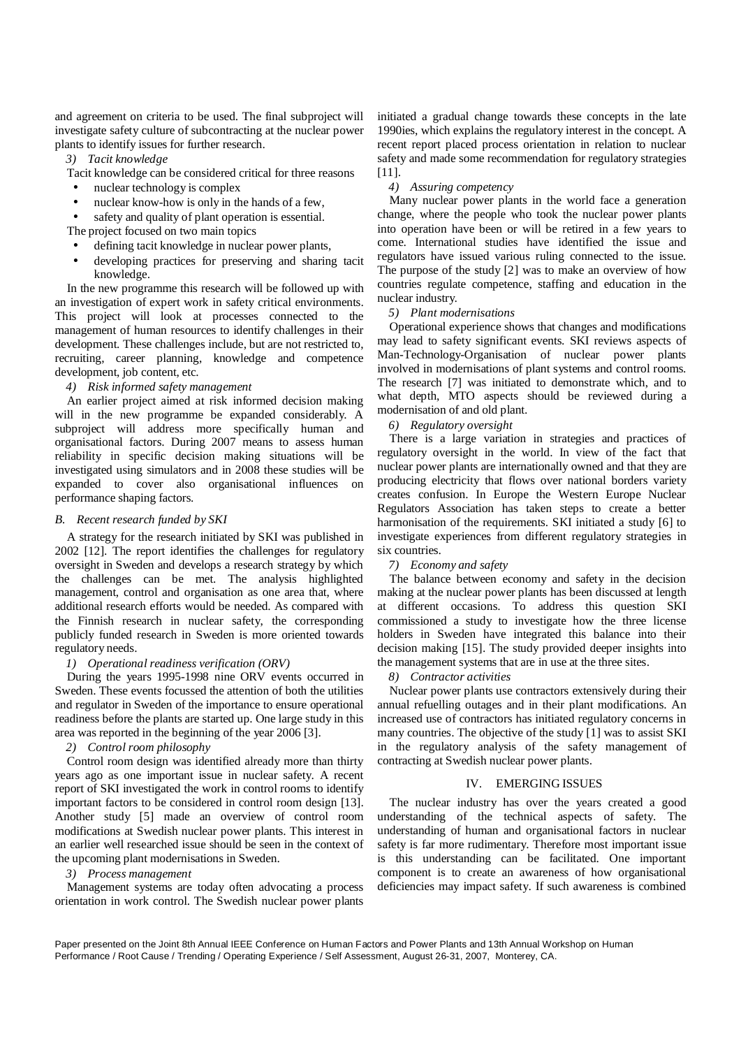and agreement on criteria to be used. The final subproject will investigate safety culture of subcontracting at the nuclear power plants to identify issues for further research.

*3) Tacit knowledge*

Tacit knowledge can be considered critical for three reasons

- nuclear technology is complex
- nuclear know-how is only in the hands of a few,
- safety and quality of plant operation is essential.

The project focused on two main topics

- defining tacit knowledge in nuclear power plants,
- developing practices for preserving and sharing tacit knowledge.

In the new programme this research will be followed up with an investigation of expert work in safety critical environments. This project will look at processes connected to the management of human resources to identify challenges in their development. These challenges include, but are not restricted to, recruiting, career planning, knowledge and competence development, job content, etc.

*4) Risk informed safety management*

An earlier project aimed at risk informed decision making will in the new programme be expanded considerably. A subproject will address more specifically human and organisational factors. During 2007 means to assess human reliability in specific decision making situations will be investigated using simulators and in 2008 these studies will be expanded to cover also organisational influences on performance shaping factors.

### *B. Recent research funded by SKI*

A strategy for the research initiated by SKI was published in 2002 [12]. The report identifies the challenges for regulatory oversight in Sweden and develops a research strategy by which the challenges can be met. The analysis highlighted management, control and organisation as one area that, where additional research efforts would be needed. As compared with the Finnish research in nuclear safety, the corresponding publicly funded research in Sweden is more oriented towards regulatory needs.

*1) Operational readiness verification (ORV)*

During the years 1995-1998 nine ORV events occurred in Sweden. These events focussed the attention of both the utilities and regulator in Sweden of the importance to ensure operational readiness before the plants are started up. One large study in this area was reported in the beginning of the year 2006 [3].

*2) Control room philosophy*

Control room design was identified already more than thirty years ago as one important issue in nuclear safety. A recent report of SKI investigated the work in control rooms to identify important factors to be considered in control room design [13]. Another study [5] made an overview of control room modifications at Swedish nuclear power plants. This interest in an earlier well researched issue should be seen in the context of the upcoming plant modernisations in Sweden.

*3) Process management*

Management systems are today often advocating a process orientation in work control. The Swedish nuclear power plants initiated a gradual change towards these concepts in the late 1990ies, which explains the regulatory interest in the concept. A recent report placed process orientation in relation to nuclear safety and made some recommendation for regulatory strategies [11].

*4) Assuring competency*

Many nuclear power plants in the world face a generation change, where the people who took the nuclear power plants into operation have been or will be retired in a few years to come. International studies have identified the issue and regulators have issued various ruling connected to the issue. The purpose of the study [2] was to make an overview of how countries regulate competence, staffing and education in the nuclear industry.

*5) Plant modernisations*

Operational experience shows that changes and modifications may lead to safety significant events. SKI reviews aspects of Man-Technology-Organisation of nuclear power plants involved in modernisations of plant systems and control rooms. The research [7] was initiated to demonstrate which, and to what depth, MTO aspects should be reviewed during a modernisation of and old plant.

*6) Regulatory oversight*

There is a large variation in strategies and practices of regulatory oversight in the world. In view of the fact that nuclear power plants are internationally owned and that they are producing electricity that flows over national borders variety creates confusion. In Europe the Western Europe Nuclear Regulators Association has taken steps to create a better harmonisation of the requirements. SKI initiated a study [6] to investigate experiences from different regulatory strategies in six countries.

*7) Economy and safety*

The balance between economy and safety in the decision making at the nuclear power plants has been discussed at length at different occasions. To address this question SKI commissioned a study to investigate how the three license holders in Sweden have integrated this balance into their decision making [15]. The study provided deeper insights into the management systems that are in use at the three sites.

*8) Contractor activities*

Nuclear power plants use contractors extensively during their annual refuelling outages and in their plant modifications. An increased use of contractors has initiated regulatory concerns in many countries. The objective of the study [1] was to assist SKI in the regulatory analysis of the safety management of contracting at Swedish nuclear power plants.

## IV. EMERGING ISSUES

The nuclear industry has over the years created a good understanding of the technical aspects of safety. The understanding of human and organisational factors in nuclear safety is far more rudimentary. Therefore most important issue is this understanding can be facilitated. One important component is to create an awareness of how organisational deficiencies may impact safety. If such awareness is combined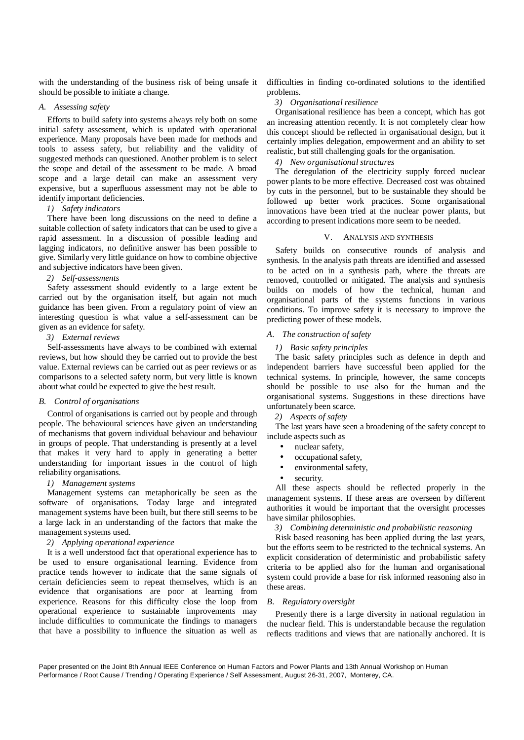with the understanding of the business risk of being unsafe it should be possible to initiate a change.

### A. *Assessing safety*

Efforts to build safety into systems always rely both on some initial safety assessment, which is updated with operational experience. Many proposals have been made for methods and tools to assess safety, but reliability and the validity of suggested methods can questioned. Another problem is to select the scope and detail of the assessment to be made. A broad scope and a large detail can make an assessment very expensive, but a superfluous assessment may not be able to identify important deficiencies.

#### 1) *Safety indicators*

There have been long discussions on the need to define a suitable collection of safety indicators that can be used to give a rapid assessment. In a discussion of possible leading and lagging indicators, no definitive answer has been possible to give. Similarly very little guidance on how to combine objective and subjective indicators have been given.

#### 2) *Self-assessments*

Safety assessment should evidently to a large extent be carried out by the organisation itself, but again not much guidance has been given. From a regulatory point of view an interesting question is what value a self-assessment can be given as an evidence for safety.

#### 3) *External reviews*

Self-assessments have always to be combined with external reviews, but how should they be carried out to provide the best value. External reviews can be carried out as peer reviews or as comparisons to a selected safety norm, but very little is known about what could be expected to give the best result.

### B. *Control of organisations*

Control of organisations is carried out by people and through people. The behavioural sciences have given an understanding of mechanisms that govern individual behaviour and behaviour in groups of people. That understanding is presently at a level that makes it very hard to apply in generating a better understanding for important issues in the control of high reliability organisations.

#### 1) *Management systems*

Management systems can metaphorically be seen as the software of organisations. Today large and integrated management systems have been built, but there still seems to be a large lack in an understanding of the factors that make the management systems used.

#### 2) *Applying operational experience*

It is a well understood fact that operational experience has to be used to ensure organisational learning. Evidence from practice tends however to indicate that the same signals of certain deficiencies seem to repeat themselves, which is an evidence that organisations are poor at learning from experience. Reasons for this difficulty close the loop from operational experience to sustainable improvements may include difficulties to communicate the findings to managers that have a possibility to influence the situation as well as difficulties in finding co-ordinated solutions to the identified problems.

#### 3) *Organisational resilience*

Organisational resilience has been a concept, which has got an increasing attention recently. It is not completely clear how this concept should be reflected in organisational design, but it certainly implies delegation, empowerment and an ability to set realistic, but still challenging goals for the organisation.

#### 4) *New organisational structures*

The deregulation of the electricity supply forced nuclear power plants to be more effective. Decreased cost was obtained by cuts in the personnel, but to be sustainable they should be followed up better work practices. Some organisational innovations have been tried at the nuclear power plants, but according to present indications more seem to be needed.

## V. Analysis and synthesis

Safety builds on consecutive rounds of analysis and synthesis. In the analysis path threats are identified and assessed to be acted on in a synthesis path, where the threats are removed, controlled or mitigated. The analysis and synthesis builds on models of how the technical, human and organisational parts of the systems functions in various conditions. To improve safety it is necessary to improve the predicting power of these models.

### A. *The construction of safety*

#### 1) *Basic safety principles*

The basic safety principles such as defence in depth and independent barriers have successful been applied for the technical systems. In principle, however, the same concepts should be possible to use also for the human and the organisational systems. Suggestions in these directions have unfortunately been scarce.

#### 2) *Aspects of safety*

The last years have seen a broadening of the safety concept to include aspects such as

- nuclear safety,
- occupational safety,
- environmental safety,
- security.

All these aspects should be reflected properly in the management systems. If these areas are overseen by different authorities it would be important that the oversight processes have similar philosophies.

#### 3) *Combining deterministic and probabilistic reasoning*

Risk based reasoning has been applied during the last years, but the efforts seem to be restricted to the technical systems. An explicit consideration of deterministic and probabilistic safety criteria to be applied also for the human and organisational system could provide a base for risk informed reasoning also in these areas.

### B. *Regulatory oversight*

Presently there is a large diversity in national regulation in the nuclear field. This is understandable because the regulation reflects traditions and views that are nationally anchored. It is

Paper presented on the Joint 8th Annual IEEE Conference on Human Factors and Power Plants and 13th Annual Workshop on Human Performance / Root Cause / Trending / Operating Experience / Self Assessment, August 26-31, 2007, Monterey, CA.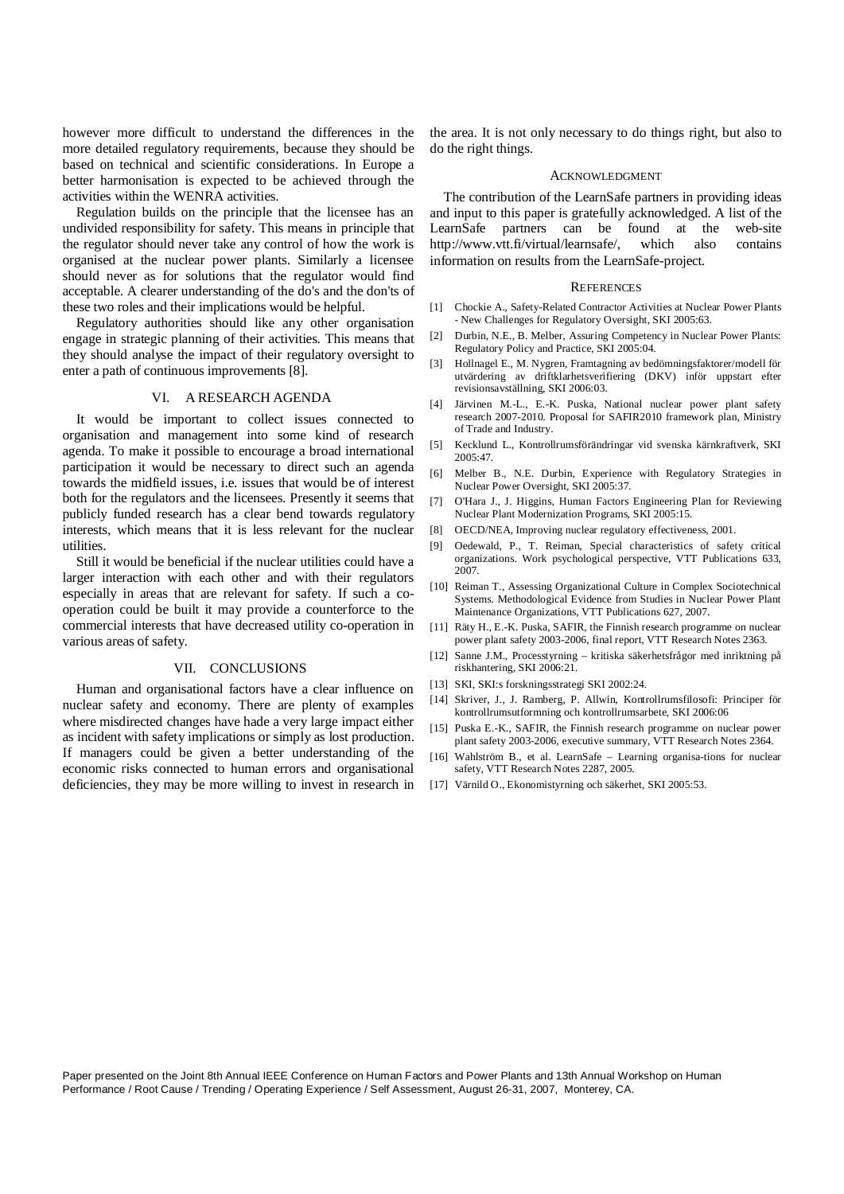however more difficult to understand the differences in the more detailed regulatory requirements, because they should be based on technical and scientific considerations. In Europe a better harmonisation is expected to be achieved through the activities within the WENRA activities.

Regulation builds on the principle that the licensee has an undivided responsibility for safety. This means in principle that the regulator should never take any control of how the work is organised at the nuclear power plants. Similarly a licensee should never as for solutions that the regulator would find acceptable. A clearer understanding of the do's and the don'ts of these two roles and their implications would be helpful.

Regulatory authorities should like any other organisation engage in strategic planning of their activities. This means that they should analyse the impact of their regulatory oversight to enter a path of continuous improvements [8].

## VI. A RESEARCH AGENDA

It would be important to collect issues connected to organisation and management into some kind of research agenda. To make it possible to encourage a broad international participation it would be necessary to direct such an agenda towards the midfield issues, i.e. issues that would be of interest both for the regulators and the licensees. Presently it seems that publicly funded research has a clear bend towards regulatory interests, which means that it is less relevant for the nuclear utilities.

Still it would be beneficial if the nuclear utilities could have a larger interaction with each other and with their regulators especially in areas that are relevant for safety. If such a co-operation could be built it may provide a counterforce to the commercial interests that have decreased utility co-operation in various areas of safety.

## VII. CONCLUSIONS

Human and organisational factors have a clear influence on nuclear safety and economy. There are plenty of examples where misdirected changes have hade a very large impact either as incident with safety implications or simply as lost production. If managers could be given a better understanding of the economic risks connected to human errors and organisational deficiencies, they may be more willing to invest in research in the area. It is not only necessary to do things right, but also to do the right things.

## ACKNOWLEDGMENT

The contribution of the LearnSafe partners in providing ideas and input to this paper is gratefully acknowledged. A list of the LearnSafe partners can be found at the web-site http://www.vtt.fi/virtual/learnsafe/, which also contains information on results from the LearnSafe-project.

## REFERENCES

[1] Chockie A., Safety-Related Contractor Activities at Nuclear Power Plants - New Challenges for Regulatory Oversight, SKI 2005:63.

[2] Durbin, N.E., B. Melber, Assuring Competency in Nuclear Power Plants: Regulatory Policy and Practice, SKI 2005:04.

[3] Hollnagel E., M. Nygren, Framtagning av bedömningsfaktorer/modell för utvärdering av driftklarhetsverifiering (DKV) inför uppstart efter revisionsavställning, SKI 2006:03.

[4] Järvinen M.-L., E.-K. Puska, National nuclear power plant safety research 2007-2010. Proposal for SAFIR2010 framework plan, Ministry of Trade and Industry.

[5] Kecklund L., Kontrollrumsförändringar vid svenska kärnkraftverk, SKI 2005:47.

[6] Melber B., N.E. Durbin, Experience with Regulatory Strategies in Nuclear Power Oversight, SKI 2005:37.

[7] O'Hara J., J. Higgins, Human Factors Engineering Plan for Reviewing Nuclear Plant Modernization Programs, SKI 2005:15.

[8] OECD/NEA, Improving nuclear regulatory effectiveness, 2001.

[9] Oedewald, P., T. Reiman, Special characteristics of safety critical organizations. Work psychological perspective, VTT Publications 633, 2007.

[10] Reiman T., Assessing Organizational Culture in Complex Sociotechnical Systems. Methodological Evidence from Studies in Nuclear Power Plant Maintenance Organizations, VTT Publications 627, 2007.

[11] Räty H., E.-K. Puska, SAFIR, the Finnish research programme on nuclear power plant safety 2003-2006, final report, VTT Research Notes 2363.

[12] Sanne J.M., Processtyrning – kritiska säkerhetsfrågor med inriktning på riskhantering, SKI 2006:21.

[13] SKI, SKI:s forskningsstrategi SKI 2002:24.

[14] Skriver, J., J. Ramberg, P. Allwin, Kontrollrumsfilosofi: Principer för kontrollrumsutformning och kontrollrumsarbete, SKI 2006:06

[15] Puska E.-K., SAFIR, the Finnish research programme on nuclear power plant safety 2003-2006, executive summary, VTT Research Notes 2364.

[16] Wahlström B., et al. LearnSafe – Learning organisa-tions for nuclear safety, VTT Research Notes 2287, 2005.

[17] Värnild O., Ekonomistyrning och säkerhet, SKI 2005:53.

Paper presented on the Joint 8th Annual IEEE Conference on Human Factors and Power Plants and 13th Annual Workshop on Human Performance / Root Cause / Trending / Operating Experience / Self Assessment, August 26-31, 2007, Monterey, CA.